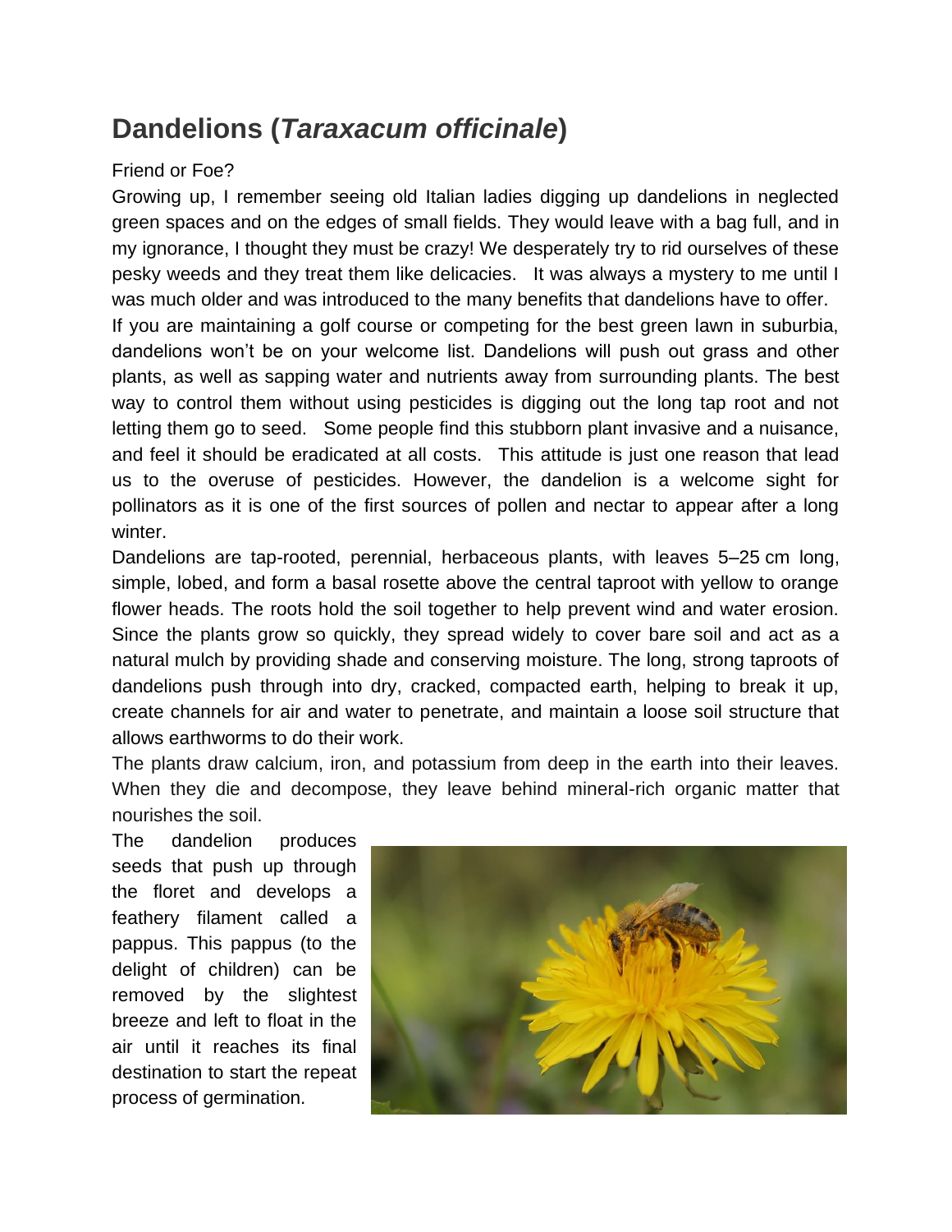# Dandelions (*Taraxacum officinale*)

Friend or Foe?

Growing up, I remember seeing old Italian ladies digging up dandelions in neglected green spaces and on the edges of small fields. They would leave with a bag full, and in my ignorance, I thought they must be crazy! We desperately try to rid ourselves of these pesky weeds and they treat them like delicacies. It was always a mystery to me until I was much older and was introduced to the many benefits that dandelions have to offer.

If you are maintaining a golf course or competing for the best green lawn in suburbia, dandelions won't be on your welcome list. Dandelions will push out grass and other plants, as well as sapping water and nutrients away from surrounding plants. The best way to control them without using pesticides is digging out the long tap root and not letting them go to seed. Some people find this stubborn plant invasive and a nuisance, and feel it should be eradicated at all costs. This attitude is just one reason that lead us to the overuse of pesticides. However, the dandelion is a welcome sight for pollinators as it is one of the first sources of pollen and nectar to appear after a long winter.

Dandelions are tap-rooted, perennial, herbaceous plants, with leaves 5–25 cm long, simple, lobed, and form a basal rosette above the central taproot with yellow to orange flower heads. The roots hold the soil together to help prevent wind and water erosion. Since the plants grow so quickly, they spread widely to cover bare soil and act as a natural mulch by providing shade and conserving moisture. The long, strong taproots of dandelions push through into dry, cracked, compacted earth, helping to break it up, create channels for air and water to penetrate, and maintain a loose soil structure that allows earthworms to do their work.

The plants draw calcium, iron, and potassium from deep in the earth into their leaves. When they die and decompose, they leave behind mineral-rich organic matter that nourishes the soil.

The dandelion produces seeds that push up through the floret and develops a feathery filament called a pappus. This pappus (to the delight of children) can be removed by the slightest breeze and left to float in the air until it reaches its final destination to start the repeat process of germination.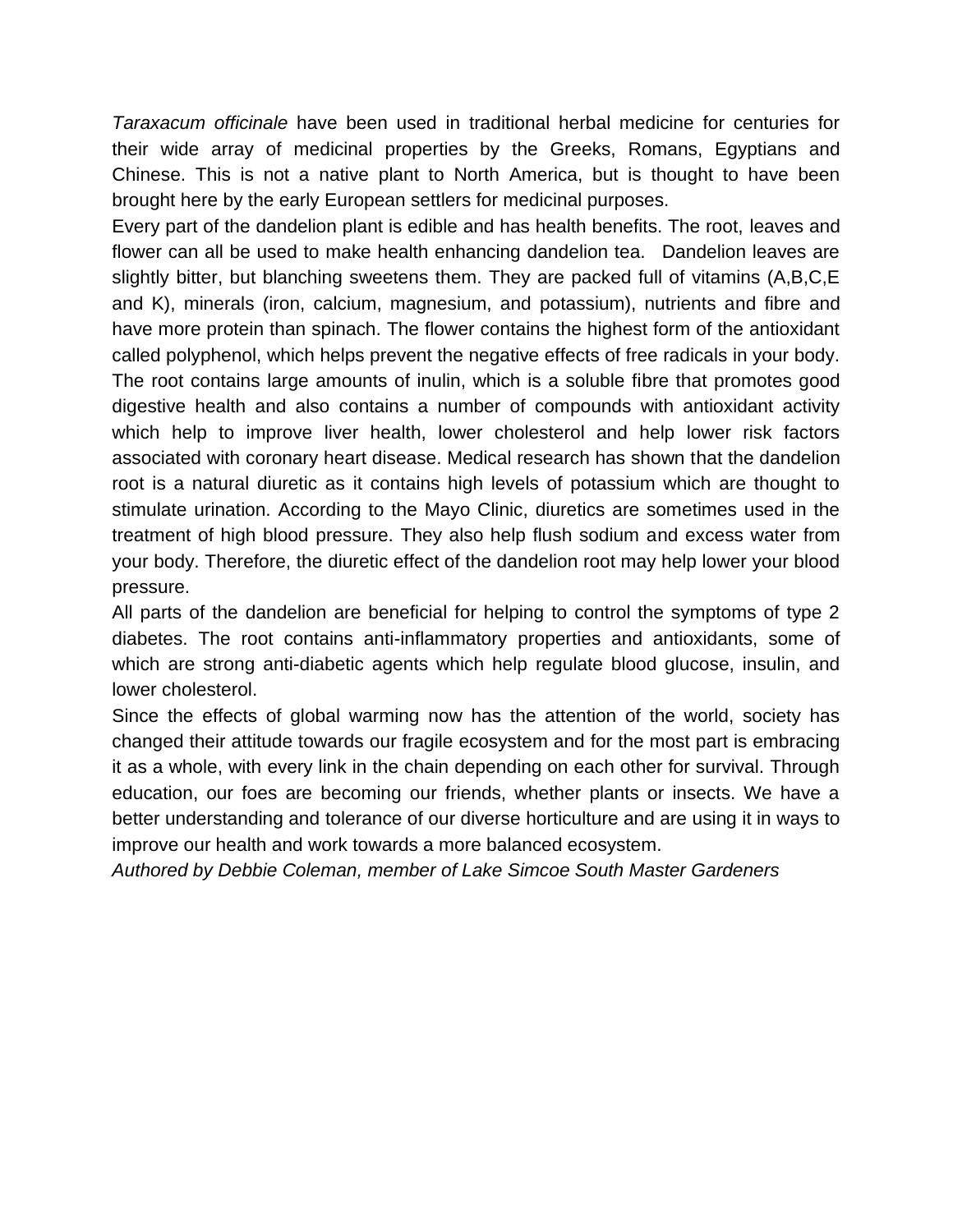*Taraxacum officinale* have been used in traditional herbal medicine for centuries for their wide array of medicinal properties by the Greeks, Romans, Egyptians and Chinese. This is not a native plant to North America, but is thought to have been brought here by the early European settlers for medicinal purposes.

Every part of the dandelion plant is edible and has health benefits. The root, leaves and flower can all be used to make health enhancing dandelion tea. Dandelion leaves are slightly bitter, but blanching sweetens them. They are packed full of vitamins (A,B,C,E and K), minerals (iron, calcium, magnesium, and potassium), nutrients and fibre and have more protein than spinach. The flower contains the highest form of the antioxidant called polyphenol, which helps prevent the negative effects of free radicals in your body. The root contains large amounts of inulin, which is a soluble fibre that promotes good digestive health and also contains a number of compounds with antioxidant activity which help to improve liver health, lower cholesterol and help lower risk factors associated with coronary heart disease. Medical research has shown that the dandelion root is a natural diuretic as it contains high levels of potassium which are thought to stimulate urination. According to the Mayo Clinic, diuretics are sometimes used in the treatment of high blood pressure. They also help flush sodium and excess water from your body. Therefore, the diuretic effect of the dandelion root may help lower your blood pressure.

All parts of the dandelion are beneficial for helping to control the symptoms of type 2 diabetes. The root contains anti-inflammatory properties and antioxidants, some of which are strong anti-diabetic agents which help regulate blood glucose, insulin, and lower cholesterol.

Since the effects of global warming now has the attention of the world, society has changed their attitude towards our fragile ecosystem and for the most part is embracing it as a whole, with every link in the chain depending on each other for survival. Through education, our foes are becoming our friends, whether plants or insects. We have a better understanding and tolerance of our diverse horticulture and are using it in ways to improve our health and work towards a more balanced ecosystem.

*Authored by Debbie Coleman, member of Lake Simcoe South Master Gardeners*